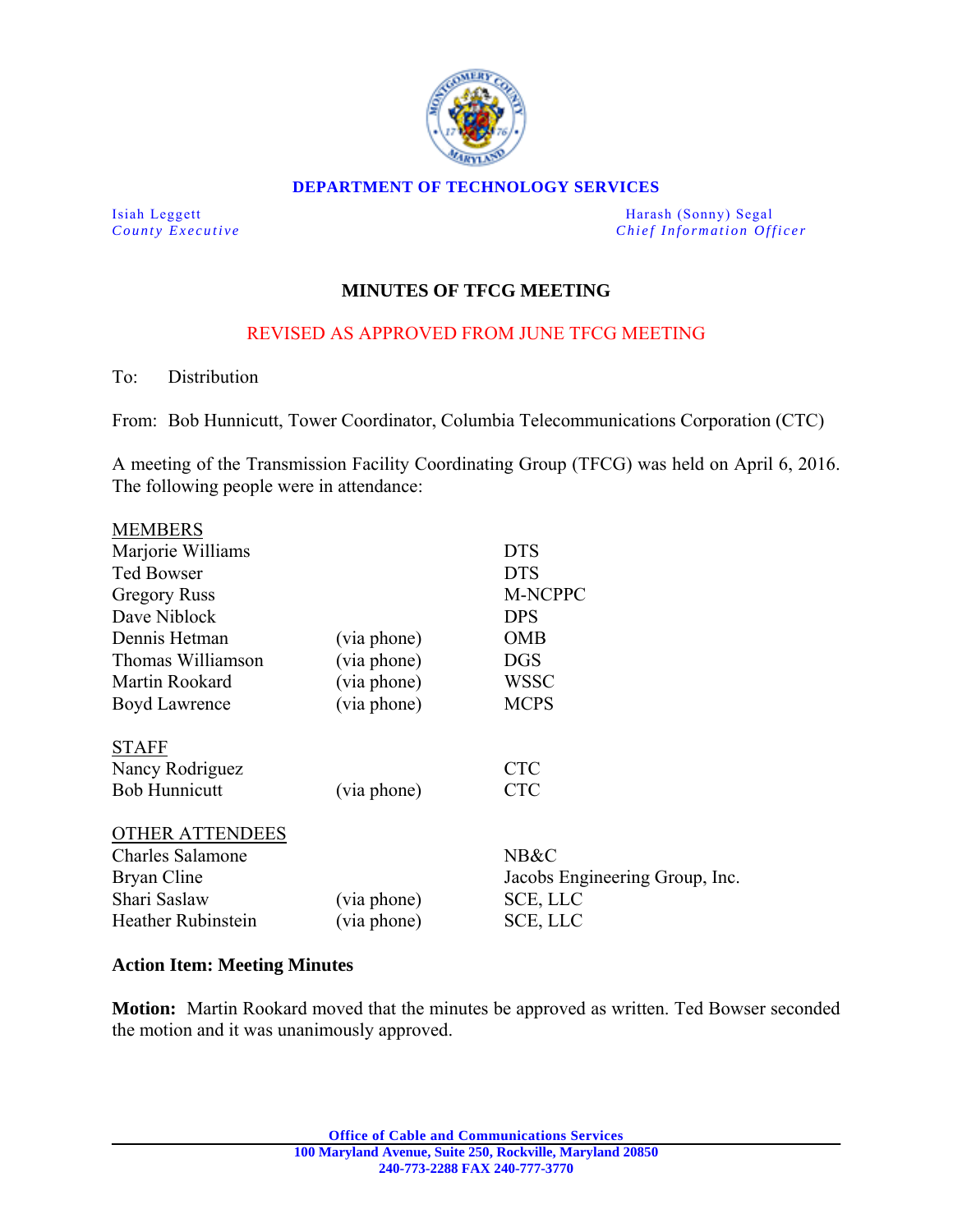**DEPARTMENT OF TECHNOLOGY SERVICES**

Isiah Leggett
*County Executive*

Harash (Sonny) Segal
*Chief Information Officer*

## MINUTES OF TFCG MEETING

REVISED AS APPROVED FROM JUNE TFCG MEETING

To: Distribution

From: Bob Hunnicutt, Tower Coordinator, Columbia Telecommunications Corporation (CTC)

A meeting of the Transmission Facility Coordinating Group (TFCG) was held on April 6, 2016. The following people were in attendance:

| | | |
|---|---|---|
| **MEMBERS** | | |
| Marjorie Williams | | DTS |
| Ted Bowser | | DTS |
| Gregory Russ | | M-NCPPC |
| Dave Niblock | | DPS |
| Dennis Hetman | (via phone) | OMB |
| Thomas Williamson | (via phone) | DGS |
| Martin Rookard | (via phone) | WSSC |
| Boyd Lawrence | (via phone) | MCPS |
| **STAFF** | | |
| Nancy Rodriguez | | CTC |
| Bob Hunnicutt | (via phone) | CTC |
| **OTHER ATTENDEES** | | |
| Charles Salamone | | NB&C |
| Bryan Cline | | Jacobs Engineering Group, Inc. |
| Shari Saslaw | (via phone) | SCE, LLC |
| Heather Rubinstein | (via phone) | SCE, LLC |

**Action Item: Meeting Minutes**

**Motion:** Martin Rookard moved that the minutes be approved as written. Ted Bowser seconded the motion and it was unanimously approved.

Office of Cable and Communications Services
100 Maryland Avenue, Suite 250, Rockville, Maryland 20850
240-773-2288 FAX 240-777-3770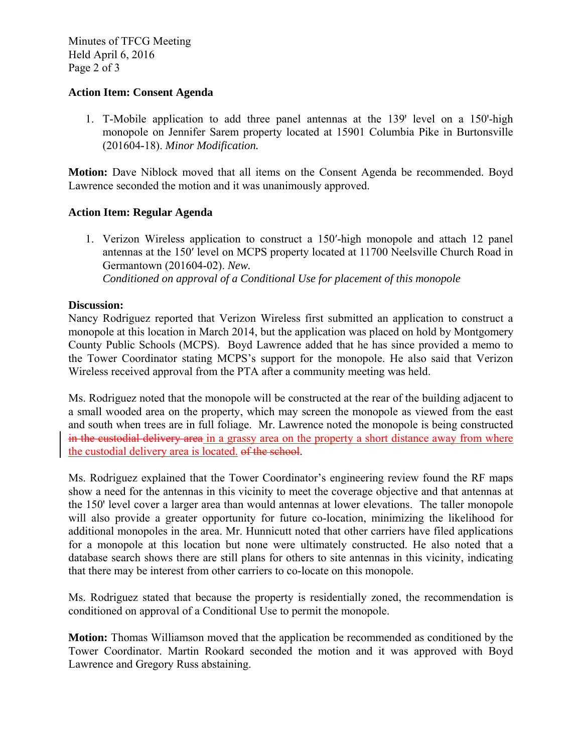**Action Item: Consent Agenda**

1. T-Mobile application to add three panel antennas at the 139' level on a 150'-high monopole on Jennifer Sarem property located at 15901 Columbia Pike in Burtonsville (201604-18). *Minor Modification.*

**Motion:** Dave Niblock moved that all items on the Consent Agenda be recommended. Boyd Lawrence seconded the motion and it was unanimously approved.

**Action Item: Regular Agenda**

1. Verizon Wireless application to construct a 150′-high monopole and attach 12 panel antennas at the 150′ level on MCPS property located at 11700 Neelsville Church Road in Germantown (201604-02). *New.*
   *Conditioned on approval of a Conditional Use for placement of this monopole*

**Discussion:**
Nancy Rodriguez reported that Verizon Wireless first submitted an application to construct a monopole at this location in March 2014, but the application was placed on hold by Montgomery County Public Schools (MCPS). Boyd Lawrence added that he has since provided a memo to the Tower Coordinator stating MCPS's support for the monopole. He also said that Verizon Wireless received approval from the PTA after a community meeting was held.

Ms. Rodriguez noted that the monopole will be constructed at the rear of the building adjacent to a small wooded area on the property, which may screen the monopole as viewed from the east and south when trees are in full foliage. Mr. Lawrence noted the monopole is being constructed ~~in the custodial delivery area~~ in a grassy area on the property a short distance away from where the custodial delivery area is located. ~~of the school~~.

Ms. Rodriguez explained that the Tower Coordinator's engineering review found the RF maps show a need for the antennas in this vicinity to meet the coverage objective and that antennas at the 150' level cover a larger area than would antennas at lower elevations. The taller monopole will also provide a greater opportunity for future co-location, minimizing the likelihood for additional monopoles in the area. Mr. Hunnicutt noted that other carriers have filed applications for a monopole at this location but none were ultimately constructed. He also noted that a database search shows there are still plans for others to site antennas in this vicinity, indicating that there may be interest from other carriers to co-locate on this monopole.

Ms. Rodriguez stated that because the property is residentially zoned, the recommendation is conditioned on approval of a Conditional Use to permit the monopole.

**Motion:** Thomas Williamson moved that the application be recommended as conditioned by the Tower Coordinator. Martin Rookard seconded the motion and it was approved with Boyd Lawrence and Gregory Russ abstaining.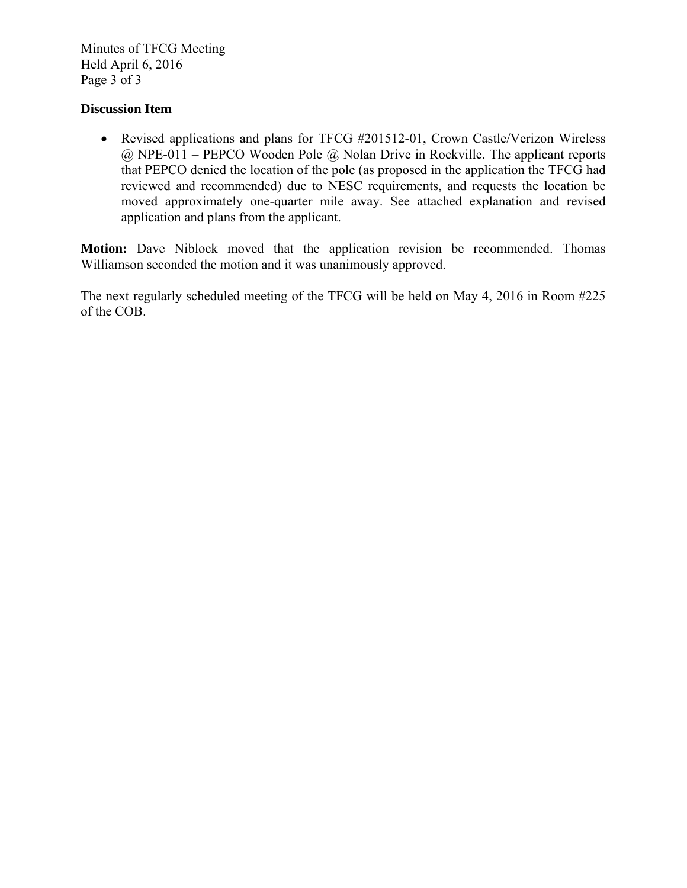**Discussion Item**

- Revised applications and plans for TFCG #201512-01, Crown Castle/Verizon Wireless @ NPE-011 – PEPCO Wooden Pole @ Nolan Drive in Rockville. The applicant reports that PEPCO denied the location of the pole (as proposed in the application the TFCG had reviewed and recommended) due to NESC requirements, and requests the location be moved approximately one-quarter mile away. See attached explanation and revised application and plans from the applicant.

**Motion:** Dave Niblock moved that the application revision be recommended. Thomas Williamson seconded the motion and it was unanimously approved.

The next regularly scheduled meeting of the TFCG will be held on May 4, 2016 in Room #225 of the COB.